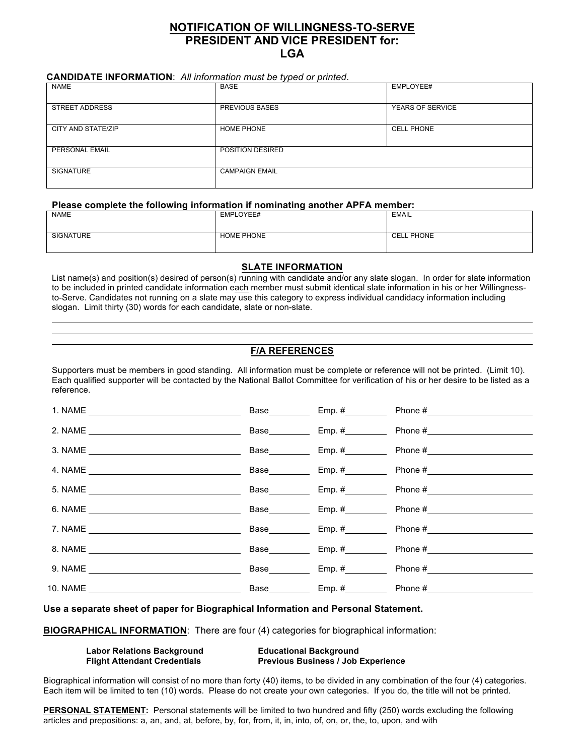# NOTIFICATION OF WILLINGNESS-TO-SERVE
## PRESIDENT AND VICE PRESIDENT for:
## LGA

**CANDIDATE INFORMATION**: *All information must be typed or printed*.

| NAME | BASE | EMPLOYEE# |
|---|---|---|
| STREET ADDRESS | PREVIOUS BASES | YEARS OF SERVICE |
| CITY AND STATE/ZIP | HOME PHONE | CELL PHONE |
| PERSONAL EMAIL | POSITION DESIRED | |
| SIGNATURE | CAMPAIGN EMAIL | |

**Please complete the following information if nominating another APFA member:**

| NAME | EMPLOYEE# | EMAIL |
|---|---|---|
| SIGNATURE | HOME PHONE | CELL PHONE |

### SLATE INFORMATION

List name(s) and position(s) desired of person(s) running with candidate and/or any slate slogan. In order for slate information to be included in printed candidate information each member must submit identical slate information in his or her Willingness-to-Serve. Candidates not running on a slate may use this category to express individual candidacy information including slogan. Limit thirty (30) words for each candidate, slate or non-slate.

______________________________________________________________________

______________________________________________________________________

### F/A REFERENCES

Supporters must be members in good standing. All information must be complete or reference will not be printed. (Limit 10). Each qualified supporter will be contacted by the National Ballot Committee for verification of his or her desire to be listed as a reference.

1. NAME ____________________ Base________ Emp. #________ Phone #____________________
2. NAME ____________________ Base________ Emp. #________ Phone #____________________
3. NAME ____________________ Base________ Emp. #________ Phone #____________________
4. NAME ____________________ Base________ Emp. #________ Phone #____________________
5. NAME ____________________ Base________ Emp. #________ Phone #____________________
6. NAME ____________________ Base________ Emp. #________ Phone #____________________
7. NAME ____________________ Base________ Emp. #________ Phone #____________________
8. NAME ____________________ Base________ Emp. #________ Phone #____________________
9. NAME ____________________ Base________ Emp. #________ Phone #____________________
10. NAME ____________________ Base________ Emp. #________ Phone #____________________

**Use a separate sheet of paper for Biographical Information and Personal Statement.**

**BIOGRAPHICAL INFORMATION**: There are four (4) categories for biographical information:

**Labor Relations Background**
**Flight Attendant Credentials**
**Educational Background**
**Previous Business / Job Experience**

Biographical information will consist of no more than forty (40) items, to be divided in any combination of the four (4) categories. Each item will be limited to ten (10) words. Please do not create your own categories. If you do, the title will not be printed.

**PERSONAL STATEMENT:** Personal statements will be limited to two hundred and fifty (250) words excluding the following articles and prepositions: a, an, and, at, before, by, for, from, it, in, into, of, on, or, the, to, upon, and with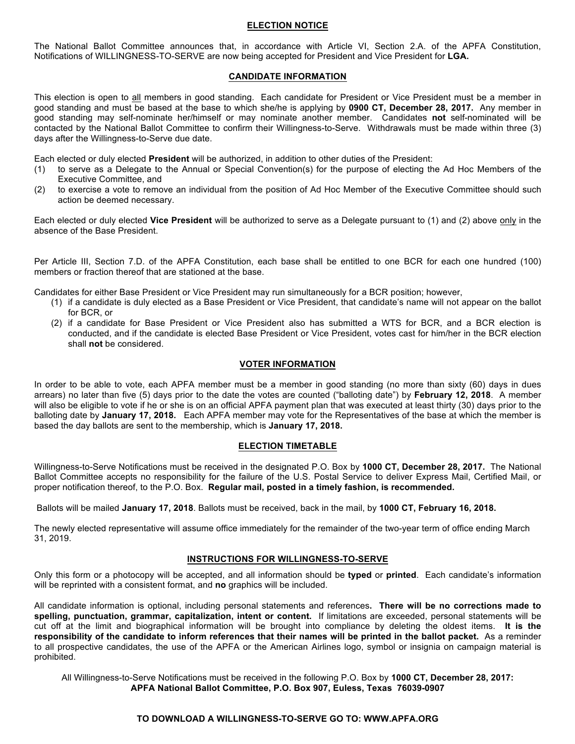## ELECTION NOTICE

The National Ballot Committee announces that, in accordance with Article VI, Section 2.A. of the APFA Constitution, Notifications of WILLINGNESS-TO-SERVE are now being accepted for President and Vice President for **LGA.**

## CANDIDATE INFORMATION

This election is open to all members in good standing. Each candidate for President or Vice President must be a member in good standing and must be based at the base to which she/he is applying by **0900 CT, December 28, 2017.** Any member in good standing may self-nominate her/himself or may nominate another member. Candidates **not** self-nominated will be contacted by the National Ballot Committee to confirm their Willingness-to-Serve. Withdrawals must be made within three (3) days after the Willingness-to-Serve due date.

Each elected or duly elected **President** will be authorized, in addition to other duties of the President:

(1) to serve as a Delegate to the Annual or Special Convention(s) for the purpose of electing the Ad Hoc Members of the Executive Committee, and
(2) to exercise a vote to remove an individual from the position of Ad Hoc Member of the Executive Committee should such action be deemed necessary.

Each elected or duly elected **Vice President** will be authorized to serve as a Delegate pursuant to (1) and (2) above only in the absence of the Base President.

Per Article III, Section 7.D. of the APFA Constitution, each base shall be entitled to one BCR for each one hundred (100) members or fraction thereof that are stationed at the base.

Candidates for either Base President or Vice President may run simultaneously for a BCR position; however,

(1) if a candidate is duly elected as a Base President or Vice President, that candidate's name will not appear on the ballot for BCR, or
(2) if a candidate for Base President or Vice President also has submitted a WTS for BCR, and a BCR election is conducted, and if the candidate is elected Base President or Vice President, votes cast for him/her in the BCR election shall **not** be considered.

## VOTER INFORMATION

In order to be able to vote, each APFA member must be a member in good standing (no more than sixty (60) days in dues arrears) no later than five (5) days prior to the date the votes are counted ("balloting date") by **February 12, 2018**. A member will also be eligible to vote if he or she is on an official APFA payment plan that was executed at least thirty (30) days prior to the balloting date by **January 17, 2018.** Each APFA member may vote for the Representatives of the base at which the member is based the day ballots are sent to the membership, which is **January 17, 2018.**

## ELECTION TIMETABLE

Willingness-to-Serve Notifications must be received in the designated P.O. Box by **1000 CT, December 28, 2017.** The National Ballot Committee accepts no responsibility for the failure of the U.S. Postal Service to deliver Express Mail, Certified Mail, or proper notification thereof, to the P.O. Box. **Regular mail, posted in a timely fashion, is recommended.**

Ballots will be mailed **January 17, 2018**. Ballots must be received, back in the mail, by **1000 CT, February 16, 2018.**

The newly elected representative will assume office immediately for the remainder of the two-year term of office ending March 31, 2019.

## INSTRUCTIONS FOR WILLINGNESS-TO-SERVE

Only this form or a photocopy will be accepted, and all information should be **typed** or **printed**. Each candidate's information will be reprinted with a consistent format, and **no** graphics will be included.

All candidate information is optional, including personal statements and references**. There will be no corrections made to spelling, punctuation, grammar, capitalization, intent or content.** If limitations are exceeded, personal statements will be cut off at the limit and biographical information will be brought into compliance by deleting the oldest items. **It is the responsibility of the candidate to inform references that their names will be printed in the ballot packet.** As a reminder to all prospective candidates, the use of the APFA or the American Airlines logo, symbol or insignia on campaign material is prohibited.

All Willingness-to-Serve Notifications must be received in the following P.O. Box by **1000 CT, December 28, 2017:**
**APFA National Ballot Committee, P.O. Box 907, Euless, Texas 76039-0907**

**TO DOWNLOAD A WILLINGNESS-TO-SERVE GO TO: WWW.APFA.ORG**